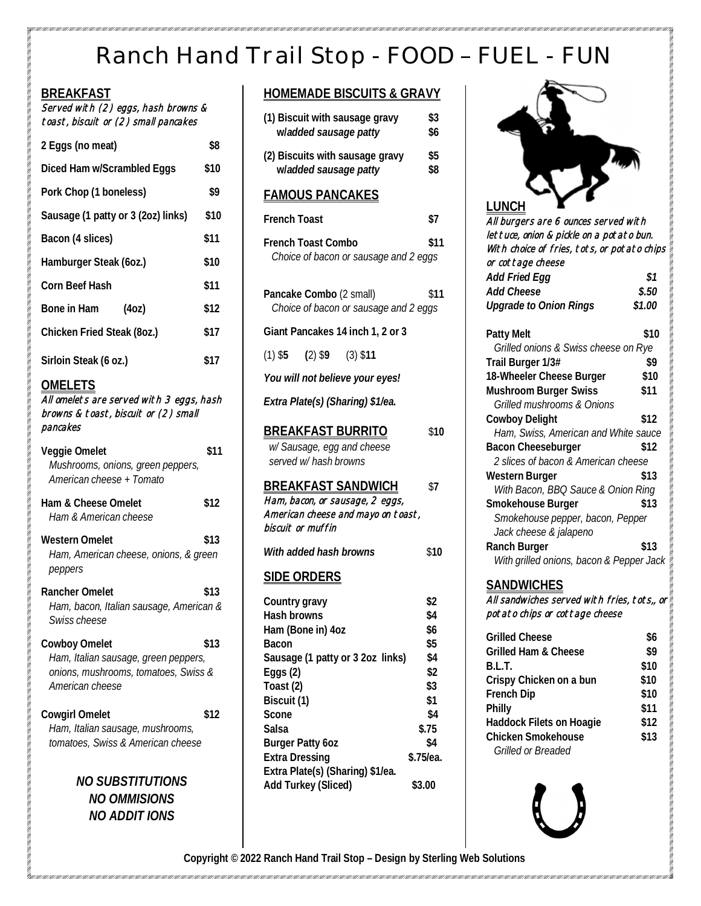# Ranch Hand Trail Stop - FOOD – FUEL - FUN

## BREAKFAST

*Served with (2) eggs, hash browns & toast, biscuit or (2) small pancakes*

| Item | Price |
|---|---|
| 2 Eggs (no meat) | $8 |
| Diced Ham w/Scrambled Eggs | $10 |
| Pork Chop (1 boneless) | $9 |
| Sausage (1 patty or 3 (2oz) links) | $10 |
| Bacon (4 slices) | $11 |
| Hamburger Steak (6oz.) | $10 |
| Corn Beef Hash | $11 |
| Bone in Ham (4oz) | $12 |
| Chicken Fried Steak (8oz.) | $17 |
| Sirloin Steak (6 oz.) | $17 |

## OMELETS

*All omelets are served with 3 eggs, hash browns & toast, biscuit or (2) small pancakes*

**Veggie Omelet** **$11**
*Mushrooms, onions, green peppers, American cheese + Tomato*

**Ham & Cheese Omelet** **$12**
*Ham & American cheese*

**Western Omelet** **$13**
*Ham, American cheese, onions, & green peppers*

**Rancher Omelet** **$13**
*Ham, bacon, Italian sausage, American & Swiss cheese*

**Cowboy Omelet** **$13**
*Ham, Italian sausage, green peppers, onions, mushrooms, tomatoes, Swiss & American cheese*

**Cowgirl Omelet** **$12**
*Ham, Italian sausage, mushrooms, tomatoes, Swiss & American cheese*

***NO SUBSTITUTIONS***
***NO OMMISIONS***
***NO ADDIT IONS***

## HOMEMADE BISCUITS & GRAVY

| Item | Price |
|---|---|
| (1) Biscuit with sausage gravy | $3 |
| w/*added sausage patty* | $6 |
| (2) Biscuits with sausage gravy | $5 |
| w/*added sausage patty* | $8 |

## FAMOUS PANCAKES

**French Toast** **$7**

**French Toast Combo** **$11**
*Choice of bacon or sausage and 2 eggs*

**Pancake Combo** (2 small) **$11**
*Choice of bacon or sausage and 2 eggs*

**Giant Pancakes 14 inch 1, 2 or 3**

(1) $**5** **(**2) $**9** (3) $**11**

***You will not believe your eyes!***

***Extra Plate(s) (Sharing) $1/ea.***

## BREAKFAST BURRITO $10

*w/ Sausage, egg and cheese served w/ hash browns*

## BREAKFAST SANDWICH $7

*Ham, bacon, or sausage, 2 eggs, American cheese and mayo on toast, biscuit or muffin*

***With added hash browns*** $**10**

## SIDE ORDERS

| Item | Price |
|---|---|
| Country gravy | $2 |
| Hash browns | $4 |
| Ham (Bone in) 4oz | $6 |
| Bacon | $5 |
| Sausage (1 patty or 3 2oz links) | $4 |
| Eggs (2) | $2 |
| Toast (2) | $3 |
| Biscuit (1) | $1 |
| Scone | $4 |
| Salsa | $.75 |
| Burger Patty 6oz | $4 |
| Extra Dressing | $.75/ea. |
| Extra Plate(s) (Sharing) $1/ea. | |
| Add Turkey (Sliced) | $3.00 |

## LUNCH

*All burgers are 6 ounces served with lettuce, onion & pickle on a potato bun. With choice of fries, tots, or potato chips or cottage cheese*

| Item | Price |
|---|---|
| *Add Fried Egg* | *$1* |
| *Add Cheese* | *$.50* |
| *Upgrade to Onion Rings* | *$1.00* |

**Patty Melt** **$10**
*Grilled onions & Swiss cheese on Rye*

**Trail Burger 1/3#** **$9**

**18-Wheeler Cheese Burger** **$10**

**Mushroom Burger Swiss** **$11**
*Grilled mushrooms & Onions*

**Cowboy Delight** **$12**
*Ham, Swiss, American and White sauce*

**Bacon Cheeseburger** **$12**
*2 slices of bacon & American cheese*

**Western Burger** **$13**
*With Bacon, BBQ Sauce & Onion Ring*

**Smokehouse Burger** **$13**
*Smokehouse pepper, bacon, Pepper Jack cheese & jalapeno*

**Ranch Burger** **$13**
*With grilled onions, bacon & Pepper Jack*

## SANDWICHES

*All sandwiches served with fries, tots,, or potato chips or cottage cheese*

| Item | Price |
|---|---|
| Grilled Cheese | $6 |
| Grilled Ham & Cheese | $9 |
| B.L.T. | $10 |
| Crispy Chicken on a bun | $10 |
| French Dip | $10 |
| Philly | $11 |
| Haddock Filets on Hoagie | $12 |
| Chicken Smokehouse | $13 |

*Grilled or Breaded*

Copyright © 2022 Ranch Hand Trail Stop – Design by Sterling Web Solutions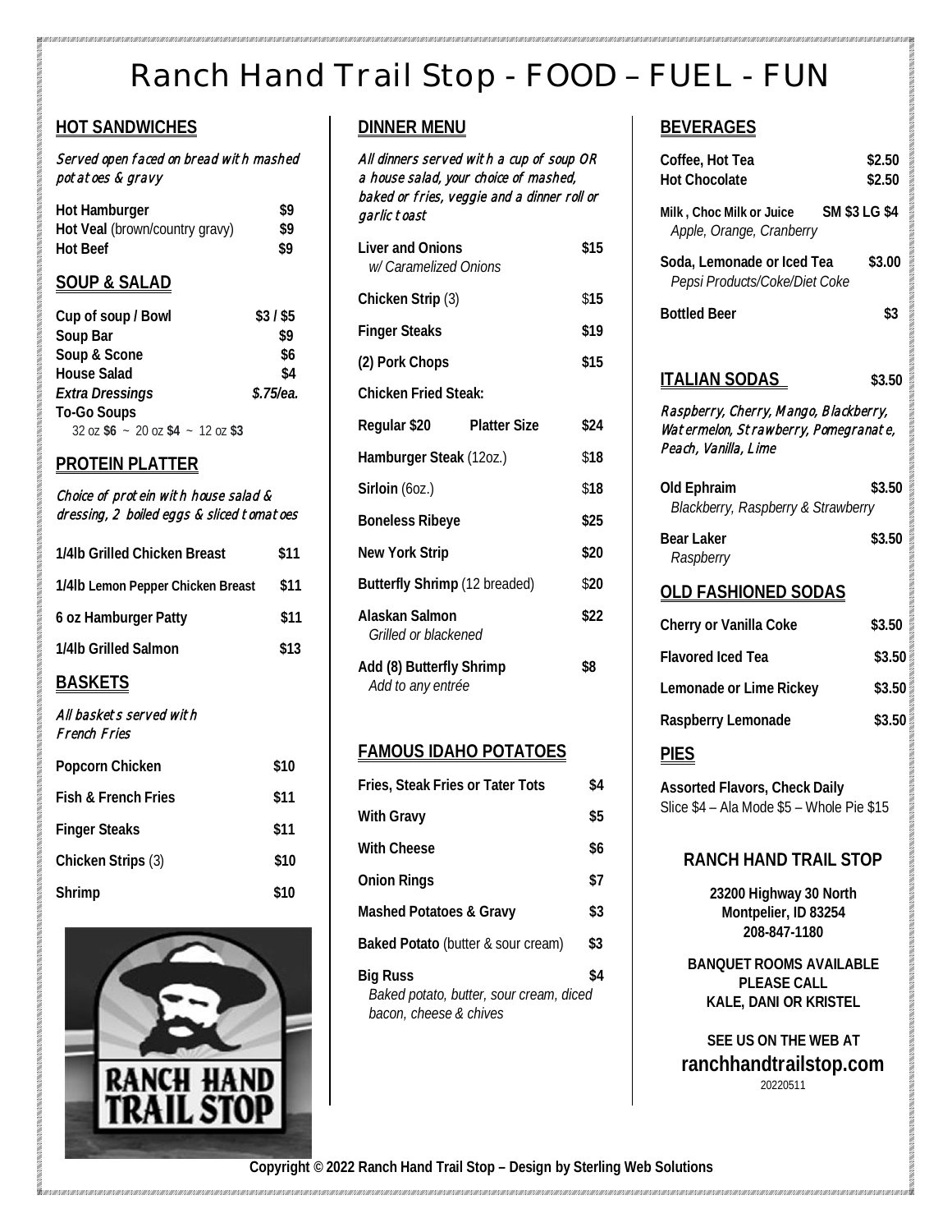# Ranch Hand Trail Stop - FOOD – FUEL - FUN

## HOT SANDWICHES

*Served open faced on bread with mashed potatoes & gravy*

| | |
|---|---|
| **Hot Hamburger** | **$9** |
| **Hot Veal** (brown/country gravy) | **$9** |
| **Hot Beef** | **$9** |

## SOUP & SALAD

| | |
|---|---|
| **Cup of soup / Bowl** | **$3 / $5** |
| **Soup Bar** | **$9** |
| **Soup & Scone** | **$6** |
| **House Salad** | **$4** |
| ***Extra Dressings*** | ***$.75/ea.*** |

**To-Go Soups**
32 oz **$6** ~ 20 oz **$4** ~ 12 oz **$3**

## PROTEIN PLATTER

*Choice of protein with house salad & dressing, 2 boiled eggs & sliced tomatoes*

| | |
|---|---|
| **1/4lb Grilled Chicken Breast** | **$11** |
| **1/4lb Lemon Pepper Chicken Breast** | **$11** |
| **6 oz Hamburger Patty** | **$11** |
| **1/4lb Grilled Salmon** | **$13** |

## BASKETS

*All baskets served with French Fries*

| | |
|---|---|
| **Popcorn Chicken** | **$10** |
| **Fish & French Fries** | **$11** |
| **Finger Steaks** | **$11** |
| **Chicken Strips** (3) | **$10** |
| **Shrimp** | **$10** |

## DINNER MENU

*All dinners served with a cup of soup OR a house salad, your choice of mashed, baked or fries, veggie and a dinner roll or garlic toast*

| | |
|---|---|
| **Liver and Onions** *w/ Caramelized Onions* | **$15** |
| **Chicken Strip** (3) | $**15** |
| **Finger Steaks** | **$19** |
| **(2) Pork Chops** | **$15** |
| **Chicken Fried Steak:** | |
| **Regular $20 Platter Size** | **$24** |
| **Hamburger Steak** (12oz.) | $**18** |
| **Sirloin** (6oz.) | $**18** |
| **Boneless Ribeye** | **$25** |
| **New York Strip** | **$20** |
| **Butterfly Shrimp** (12 breaded) | $**20** |
| **Alaskan Salmon** *Grilled or blackened* | **$22** |
| **Add (8) Butterfly Shrimp** *Add to any entrée* | **$8** |

## FAMOUS IDAHO POTATOES

| | |
|---|---|
| **Fries, Steak Fries or Tater Tots** | **$4** |
| **With Gravy** | **$5** |
| **With Cheese** | **$6** |
| **Onion Rings** | **$7** |
| **Mashed Potatoes & Gravy** | **$3** |
| **Baked Potato** (butter & sour cream) | **$3** |
| **Big Russ** *Baked potato, butter, sour cream, diced bacon, cheese & chives* | **$4** |

## BEVERAGES

| | |
|---|---|
| **Coffee, Hot Tea** | **$2.50** |
| **Hot Chocolate** | **$2.50** |
| **Milk , Choc Milk or Juice** *Apple, Orange, Cranberry* | **SM $3 LG $4** |
| **Soda, Lemonade or Iced Tea** *Pepsi Products/Coke/Diet Coke* | **$3.00** |
| **Bottled Beer** | **$3** |

## ITALIAN SODAS **$3.50**

*Raspberry, Cherry, Mango, Blackberry, Watermelon, Strawberry, Pomegranate, Peach, Vanilla, Lime*

| | |
|---|---|
| **Old Ephraim** *Blackberry, Raspberry & Strawberry* | **$3.50** |
| **Bear Laker** *Raspberry* | **$3.50** |

## OLD FASHIONED SODAS

| | |
|---|---|
| **Cherry or Vanilla Coke** | **$3.50** |
| **Flavored Iced Tea** | **$3.50** |
| **Lemonade or Lime Rickey** | **$3.50** |
| **Raspberry Lemonade** | **$3.50** |

## PIES

**Assorted Flavors, Check Daily**
Slice $4 – Ala Mode $5 – Whole Pie $15

**RANCH HAND TRAIL STOP**

**23200 Highway 30 North**
**Montpelier, ID 83254**
**208-847-1180**

**BANQUET ROOMS AVAILABLE**
**PLEASE CALL**
**KALE, DANI OR KRISTEL**

**SEE US ON THE WEB AT**
**ranchhandtrailstop.com**
20220511

RANCH HAND TRAIL STOP

**Copyright © 2022 Ranch Hand Trail Stop – Design by Sterling Web Solutions**